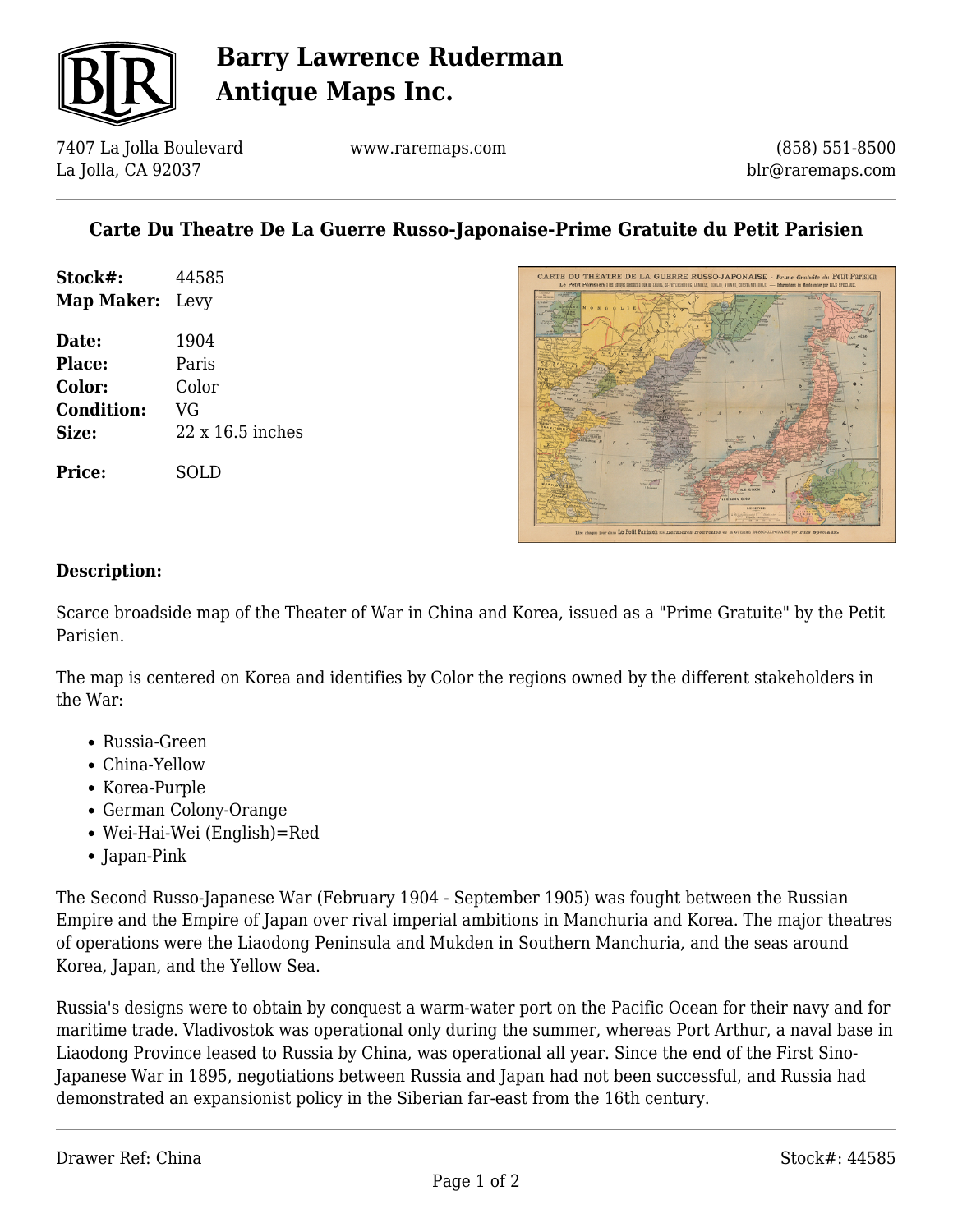# Barry Lawrence Ruderman Antique Maps Inc.

7407 La Jolla Boulevard
La Jolla, CA 92037

www.raremaps.com

(858) 551-8500
blr@raremaps.com

## Carte Du Theatre De La Guerre Russo-Japonaise-Prime Gratuite du Petit Parisien

**Stock#:** 44585
**Map Maker:** Levy

**Date:** 1904
**Place:** Paris
**Color:** Color
**Condition:** VG
**Size:** 22 x 16.5 inches

**Price:** SOLD

### Description:

Scarce broadside map of the Theater of War in China and Korea, issued as a "Prime Gratuite" by the Petit Parisien.

The map is centered on Korea and identifies by Color the regions owned by the different stakeholders in the War:

- Russia-Green
- China-Yellow
- Korea-Purple
- German Colony-Orange
- Wei-Hai-Wei (English)=Red
- Japan-Pink

The Second Russo-Japanese War (February 1904 - September 1905) was fought between the Russian Empire and the Empire of Japan over rival imperial ambitions in Manchuria and Korea. The major theatres of operations were the Liaodong Peninsula and Mukden in Southern Manchuria, and the seas around Korea, Japan, and the Yellow Sea.

Russia's designs were to obtain by conquest a warm-water port on the Pacific Ocean for their navy and for maritime trade. Vladivostok was operational only during the summer, whereas Port Arthur, a naval base in Liaodong Province leased to Russia by China, was operational all year. Since the end of the First Sino-Japanese War in 1895, negotiations between Russia and Japan had not been successful, and Russia had demonstrated an expansionist policy in the Siberian far-east from the 16th century.

Drawer Ref: China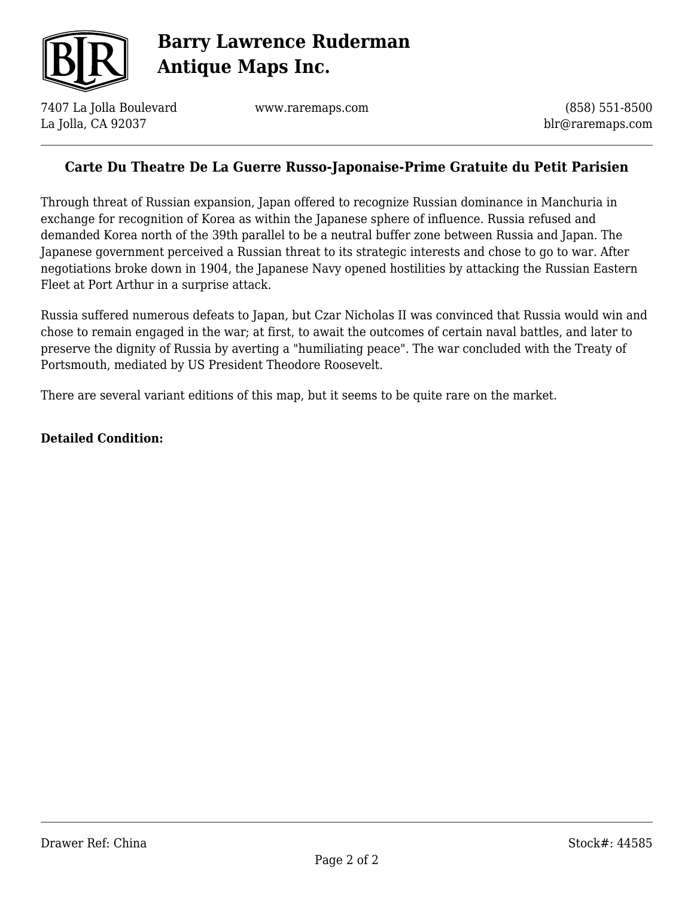## Carte Du Theatre De La Guerre Russo-Japonaise-Prime Gratuite du Petit Parisien

Through threat of Russian expansion, Japan offered to recognize Russian dominance in Manchuria in exchange for recognition of Korea as within the Japanese sphere of influence. Russia refused and demanded Korea north of the 39th parallel to be a neutral buffer zone between Russia and Japan. The Japanese government perceived a Russian threat to its strategic interests and chose to go to war. After negotiations broke down in 1904, the Japanese Navy opened hostilities by attacking the Russian Eastern Fleet at Port Arthur in a surprise attack.

Russia suffered numerous defeats to Japan, but Czar Nicholas II was convinced that Russia would win and chose to remain engaged in the war; at first, to await the outcomes of certain naval battles, and later to preserve the dignity of Russia by averting a "humiliating peace". The war concluded with the Treaty of Portsmouth, mediated by US President Theodore Roosevelt.

There are several variant editions of this map, but it seems to be quite rare on the market.

**Detailed Condition:**

Drawer Ref: China

Stock#: 44585